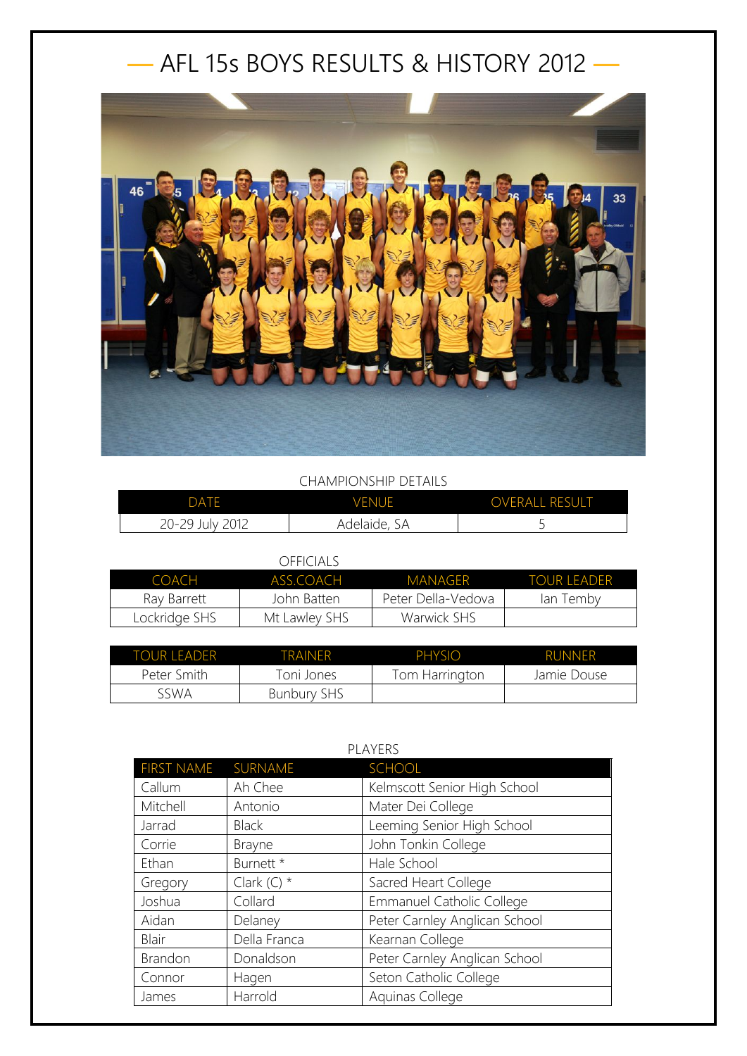# AFL 15s BOYS RESULTS & HISTORY 2012

CHAMPIONSHIP DETAILS

| DATE | VENUE | OVERALL RESULT |
| --- | --- | --- |
| 20-29 July 2012 | Adelaide, SA | 5 |

OFFICIALS

| COACH | ASS.COACH | MANAGER | TOUR LEADER |
| --- | --- | --- | --- |
| Ray Barrett | John Batten | Peter Della-Vedova | Ian Temby |
| Lockridge SHS | Mt Lawley SHS | Warwick SHS | |

| TOUR LEADER | TRAINER | PHYSIO | RUNNER |
| --- | --- | --- | --- |
| Peter Smith | Toni Jones | Tom Harrington | Jamie Douse |
| SSWA | Bunbury SHS | | |

PLAYERS

| FIRST NAME | SURNAME | SCHOOL |
| --- | --- | --- |
| Callum | Ah Chee | Kelmscott Senior High School |
| Mitchell | Antonio | Mater Dei College |
| Jarrad | Black | Leeming Senior High School |
| Corrie | Brayne | John Tonkin College |
| Ethan | Burnett * | Hale School |
| Gregory | Clark (C) * | Sacred Heart College |
| Joshua | Collard | Emmanuel Catholic College |
| Aidan | Delaney | Peter Carnley Anglican School |
| Blair | Della Franca | Kearnan College |
| Brandon | Donaldson | Peter Carnley Anglican School |
| Connor | Hagen | Seton Catholic College |
| James | Harrold | Aquinas College |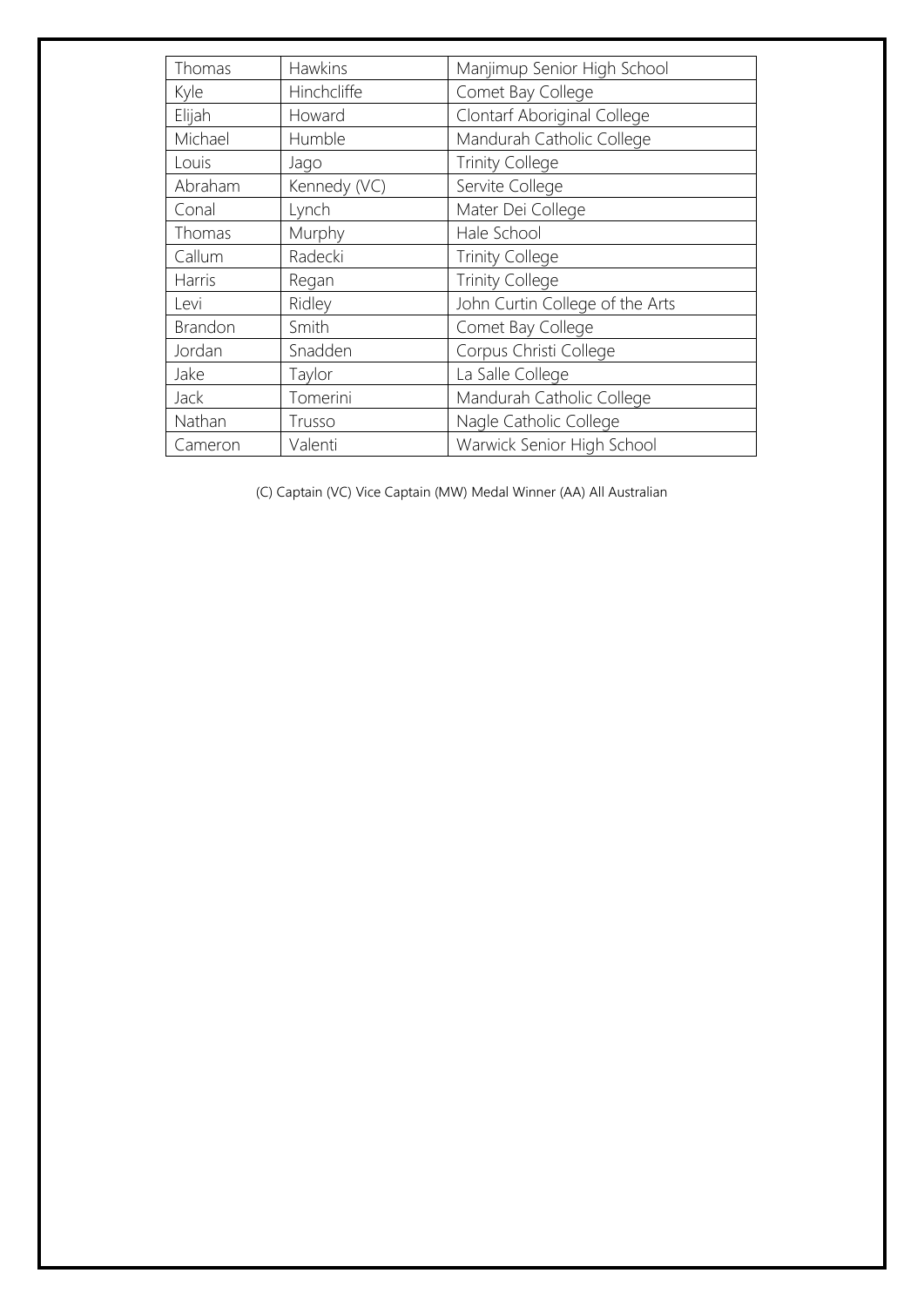| | | |
|---|---|---|
| Thomas | Hawkins | Manjimup Senior High School |
| Kyle | Hinchcliffe | Comet Bay College |
| Elijah | Howard | Clontarf Aboriginal College |
| Michael | Humble | Mandurah Catholic College |
| Louis | Jago | Trinity College |
| Abraham | Kennedy (VC) | Servite College |
| Conal | Lynch | Mater Dei College |
| Thomas | Murphy | Hale School |
| Callum | Radecki | Trinity College |
| Harris | Regan | Trinity College |
| Levi | Ridley | John Curtin College of the Arts |
| Brandon | Smith | Comet Bay College |
| Jordan | Snadden | Corpus Christi College |
| Jake | Taylor | La Salle College |
| Jack | Tomerini | Mandurah Catholic College |
| Nathan | Trusso | Nagle Catholic College |
| Cameron | Valenti | Warwick Senior High School |

(C) Captain (VC) Vice Captain (MW) Medal Winner (AA) All Australian